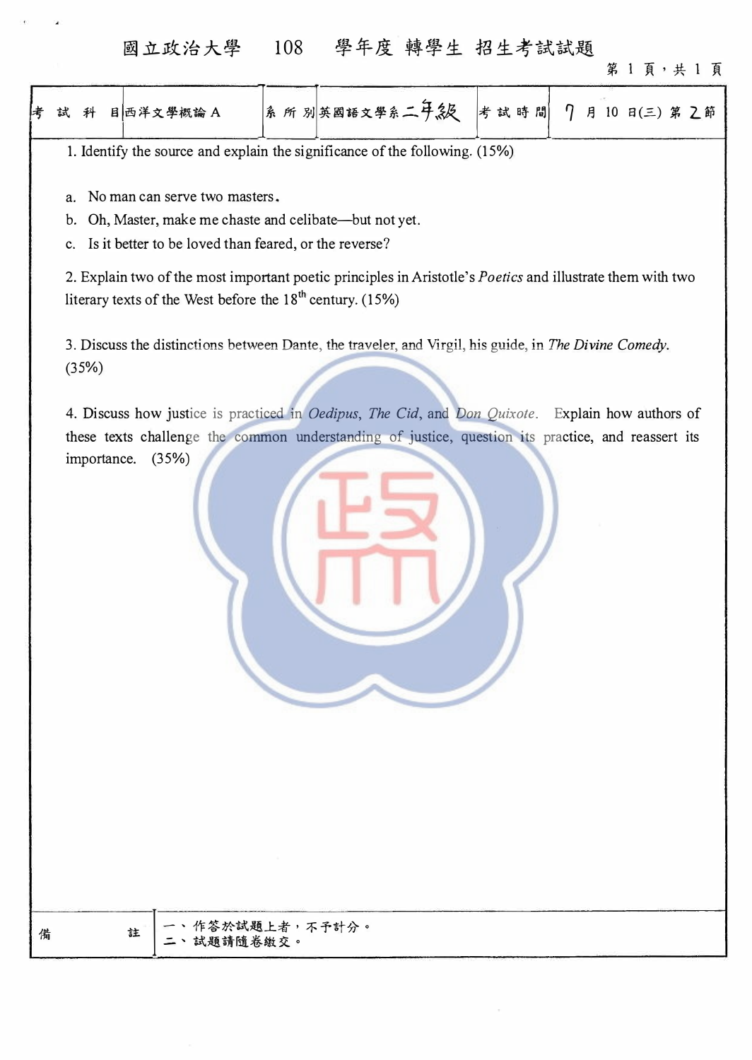# 國立政治大學 108 學年度 轉學生 招生考試試題

| 考試科目 | 西洋文學概論 A | 系所別 | 英國語文學系二年級 | 考試時間 | 7 月 10 日(三) 第 2 節 |
|---|---|---|---|---|---|

1. Identify the source and explain the significance of the following. (15%)

   a. No man can serve two masters.
   b. Oh, Master, make me chaste and celibate—but not yet.
   c. Is it better to be loved than feared, or the reverse?

2. Explain two of the most important poetic principles in Aristotle's *Poetics* and illustrate them with two literary texts of the West before the 18th century. (15%)

3. Discuss the distinctions between Dante, the traveler, and Virgil, his guide, in *The Divine Comedy*. (35%)

4. Discuss how justice is practiced in *Oedipus*, *The Cid*, and *Don Quixote*. Explain how authors of these texts challenge the common understanding of justice, question its practice, and reassert its importance. (35%)

| 備註 | 一、作答於試題上者，不予計分。<br>二、試題請隨卷繳交。 |
|---|---|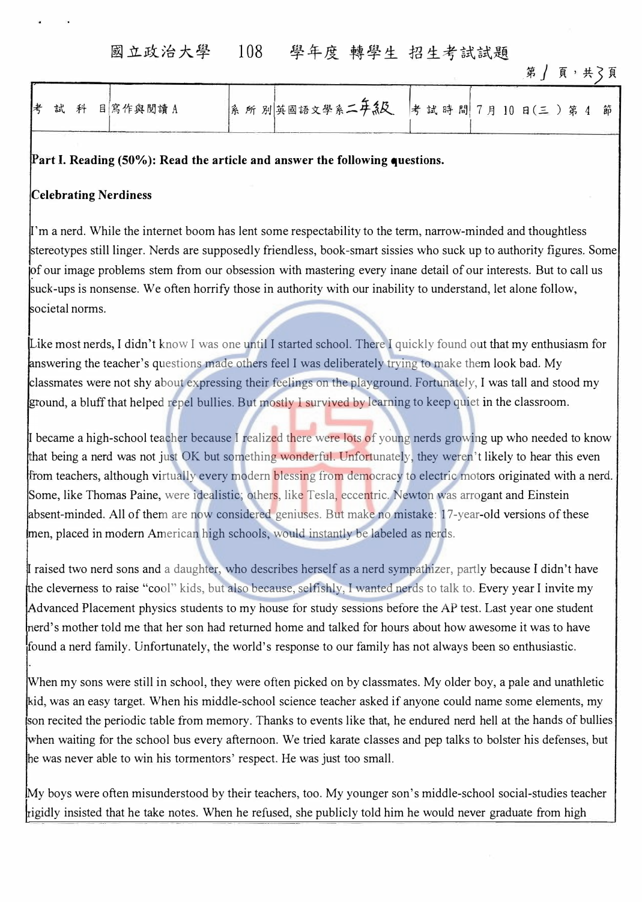國立政治大學 108 學年度 轉學生 招生考試試題

| | | | | | |
|---|---|---|---|---|---|
| 考 試 科 目 | 寫作與閱讀 A | 系 所 別 | 英國語文學系二年級 | 考 試 時 間 | 7 月 10 日(三) 第 4 節 |

**Part I. Reading (50%): Read the article and answer the following questions.**

**Celebrating Nerdiness**

I'm a nerd. While the internet boom has lent some respectability to the term, narrow-minded and thoughtless stereotypes still linger. Nerds are supposedly friendless, book-smart sissies who suck up to authority figures. Some of our image problems stem from our obsession with mastering every inane detail of our interests. But to call us suck-ups is nonsense. We often horrify those in authority with our inability to understand, let alone follow, societal norms.

Like most nerds, I didn't know I was one until I started school. There I quickly found out that my enthusiasm for answering the teacher's questions made others feel I was deliberately trying to make them look bad. My classmates were not shy about expressing their feelings on the playground. Fortunately, I was tall and stood my ground, a bluff that helped repel bullies. But mostly I survived by learning to keep quiet in the classroom.

I became a high-school teacher because I realized there were lots of young nerds growing up who needed to know that being a nerd was not just OK but something wonderful. Unfortunately, they weren't likely to hear this even from teachers, although virtually every modern blessing from democracy to electric motors originated with a nerd. Some, like Thomas Paine, were idealistic; others, like Tesla, eccentric. Newton was arrogant and Einstein absent-minded. All of them are now considered geniuses. But make no mistake: 17-year-old versions of these men, placed in modern American high schools, would instantly be labeled as nerds.

I raised two nerd sons and a daughter, who describes herself as a nerd sympathizer, partly because I didn't have the cleverness to raise "cool" kids, but also because, selfishly, I wanted nerds to talk to. Every year I invite my Advanced Placement physics students to my house for study sessions before the AP test. Last year one student nerd's mother told me that her son had returned home and talked for hours about how awesome it was to have found a nerd family. Unfortunately, the world's response to our family has not always been so enthusiastic.

When my sons were still in school, they were often picked on by classmates. My older boy, a pale and unathletic kid, was an easy target. When his middle-school science teacher asked if anyone could name some elements, my son recited the periodic table from memory. Thanks to events like that, he endured nerd hell at the hands of bullies when waiting for the school bus every afternoon. We tried karate classes and pep talks to bolster his defenses, but he was never able to win his tormentors' respect. He was just too small.

My boys were often misunderstood by their teachers, too. My younger son's middle-school social-studies teacher rigidly insisted that he take notes. When he refused, she publicly told him he would never graduate from high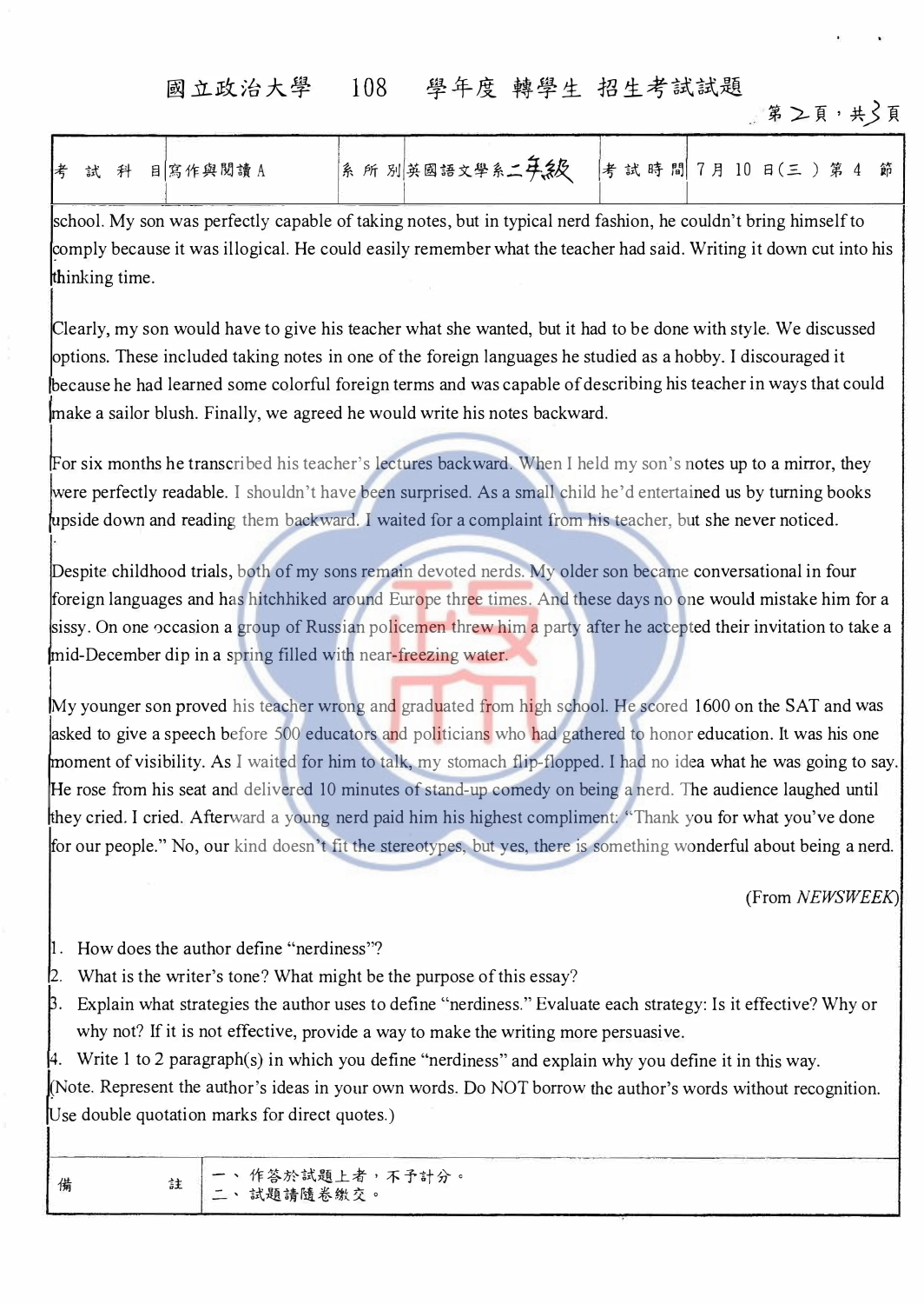# 國立政治大學 108 學年度 轉學生 招生考試試題

| 考試科目 | 寫作與閱讀 A | 系所別 | 英國語文學系二年級 | 考試時間 | 7 月 10 日(三) 第 4 節 |
| --- | --- | --- | --- | --- | --- |

school. My son was perfectly capable of taking notes, but in typical nerd fashion, he couldn't bring himself to comply because it was illogical. He could easily remember what the teacher had said. Writing it down cut into his thinking time.

Clearly, my son would have to give his teacher what she wanted, but it had to be done with style. We discussed options. These included taking notes in one of the foreign languages he studied as a hobby. I discouraged it because he had learned some colorful foreign terms and was capable of describing his teacher in ways that could make a sailor blush. Finally, we agreed he would write his notes backward.

For six months he transcribed his teacher's lectures backward. When I held my son's notes up to a mirror, they were perfectly readable. I shouldn't have been surprised. As a small child he'd entertained us by turning books upside down and reading them backward. I waited for a complaint from his teacher, but she never noticed.

Despite childhood trials, both of my sons remain devoted nerds. My older son became conversational in four foreign languages and has hitchhiked around Europe three times. And these days no one would mistake him for a sissy. On one occasion a group of Russian policemen threw him a party after he accepted their invitation to take a mid-December dip in a spring filled with near-freezing water.

My younger son proved his teacher wrong and graduated from high school. He scored 1600 on the SAT and was asked to give a speech before 500 educators and politicians who had gathered to honor education. It was his one moment of visibility. As I waited for him to talk, my stomach flip-flopped. I had no idea what he was going to say. He rose from his seat and delivered 10 minutes of stand-up comedy on being a nerd. The audience laughed until they cried. I cried. Afterward a young nerd paid him his highest compliment: "Thank you for what you've done for our people." No, our kind doesn't fit the stereotypes, but yes, there is something wonderful about being a nerd.

(From *NEWSWEEK*)

1. How does the author define "nerdiness"?
2. What is the writer's tone? What might be the purpose of this essay?
3. Explain what strategies the author uses to define "nerdiness." Evaluate each strategy: Is it effective? Why or why not? If it is not effective, provide a way to make the writing more persuasive.
4. Write 1 to 2 paragraph(s) in which you define "nerdiness" and explain why you define it in this way.

(Note. Represent the author's ideas in your own words. Do NOT borrow the author's words without recognition. Use double quotation marks for direct quotes.)

| 備註 | 一、作答於試題上者，不予計分。<br>二、試題請隨卷繳交。 |
| --- | --- |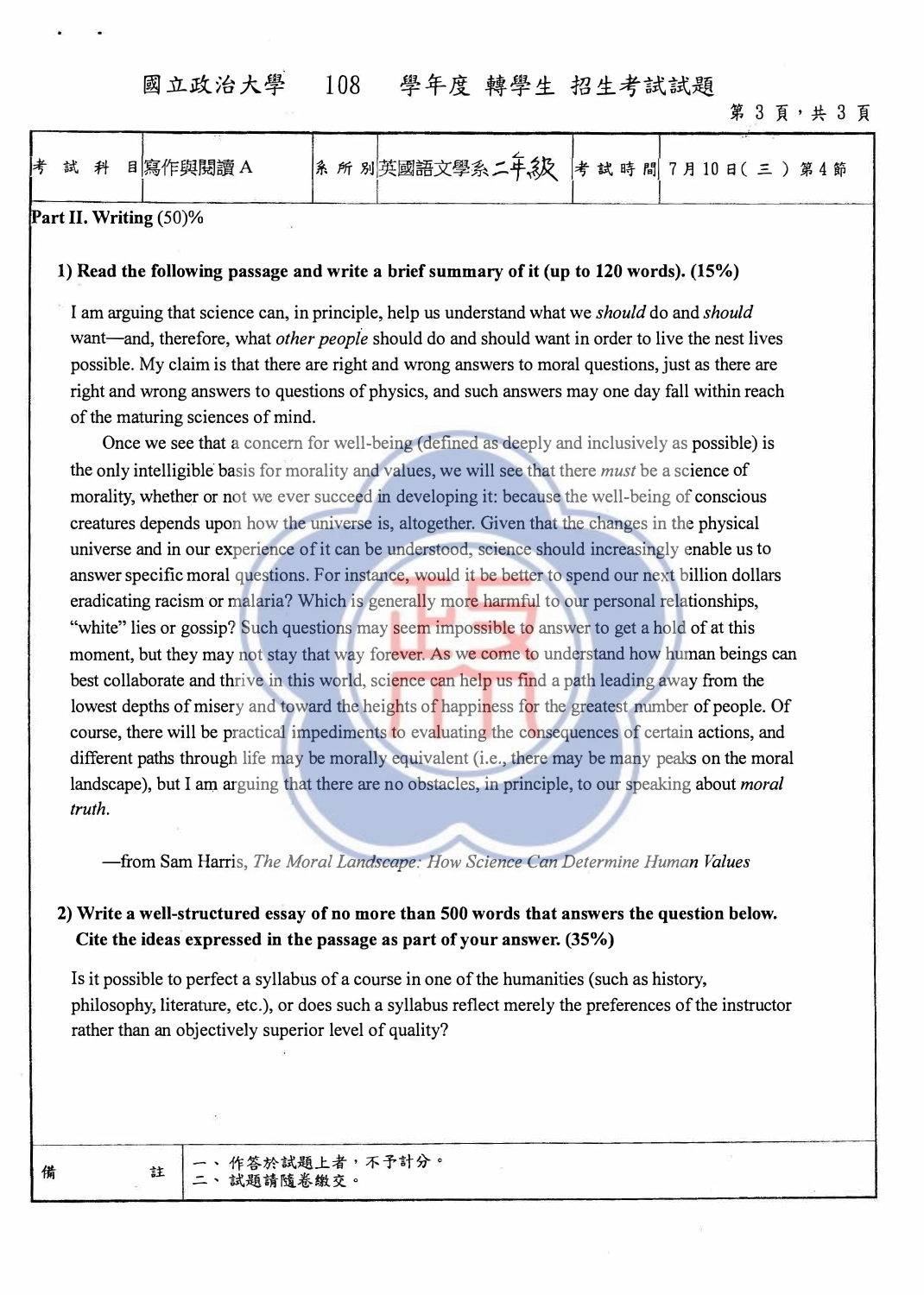# 國立政治大學 108 學年度 轉學生 招生考試試題

| 考試科目 | 寫作與閱讀 A | 系所別 | 英國語文學系二年級 | 考試時間 | 7月10日(三) 第4節 |
|---|---|---|---|---|---|

**Part II. Writing** (50)%

**1) Read the following passage and write a brief summary of it (up to 120 words). (15%)**

I am arguing that science can, in principle, help us understand what we *should* do and *should* want—and, therefore, what *other people* should do and should want in order to live the nest lives possible. My claim is that there are right and wrong answers to moral questions, just as there are right and wrong answers to questions of physics, and such answers may one day fall within reach of the maturing sciences of mind.

Once we see that a concern for well-being (defined as deeply and inclusively as possible) is the only intelligible basis for morality and values, we will see that there *must* be a science of morality, whether or not we ever succeed in developing it: because the well-being of conscious creatures depends upon how the universe is, altogether. Given that the changes in the physical universe and in our experience of it can be understood, science should increasingly enable us to answer specific moral questions. For instance, would it be better to spend our next billion dollars eradicating racism or malaria? Which is generally more harmful to our personal relationships, "white" lies or gossip? Such questions may seem impossible to answer to get a hold of at this moment, but they may not stay that way forever. As we come to understand how human beings can best collaborate and thrive in this world, science can help us find a path leading away from the lowest depths of misery and toward the heights of happiness for the greatest number of people. Of course, there will be practical impediments to evaluating the consequences of certain actions, and different paths through life may be morally equivalent (i.e., there may be many peaks on the moral landscape), but I am arguing that there are no obstacles, in principle, to our speaking about *moral truth.*

—from Sam Harris, *The Moral Landscape: How Science Can Determine Human Values*

**2) Write a well-structured essay of no more than 500 words that answers the question below. Cite the ideas expressed in the passage as part of your answer. (35%)**

Is it possible to perfect a syllabus of a course in one of the humanities (such as history, philosophy, literature, etc.), or does such a syllabus reflect merely the preferences of the instructor rather than an objectively superior level of quality?

| 備註 | 一、作答於試題上者，不予計分。<br>二、試題請隨卷繳交。 |
|---|---|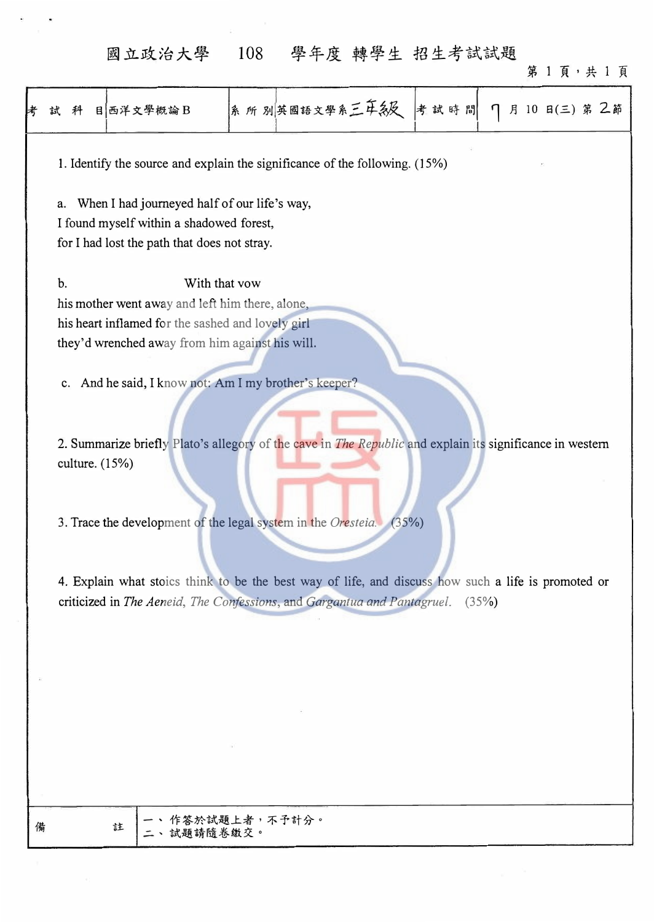# 國立政治大學 108 學年度 轉學生 招生考試試題

| 考試科目 | 西洋文學概論 B | 系所別 | 英國語文學系三年級 | 考試時間 | 7 月 10 日(三) 第 2 節 |
|---|---|---|---|---|---|

1. Identify the source and explain the significance of the following. (15%)

a. When I had journeyed half of our life's way,
I found myself within a shadowed forest,
for I had lost the path that does not stray.

b. With that vow
his mother went away and left him there, alone,
his heart inflamed for the sashed and lovely girl
they'd wrenched away from him against his will.

c. And he said, I know not: Am I my brother's keeper?

2. Summarize briefly Plato's allegory of the cave in *The Republic* and explain its significance in western culture. (15%)

3. Trace the development of the legal system in the *Oresteia*. (35%)

4. Explain what stoics think to be the best way of life, and discuss how such a life is promoted or criticized in *The Aeneid*, *The Confessions*, and *Gargantua and Pantagruel*. (35%)

| 備註 | 一、作答於試題上者，不予計分。<br>二、試題請隨卷繳交。 |
|---|---|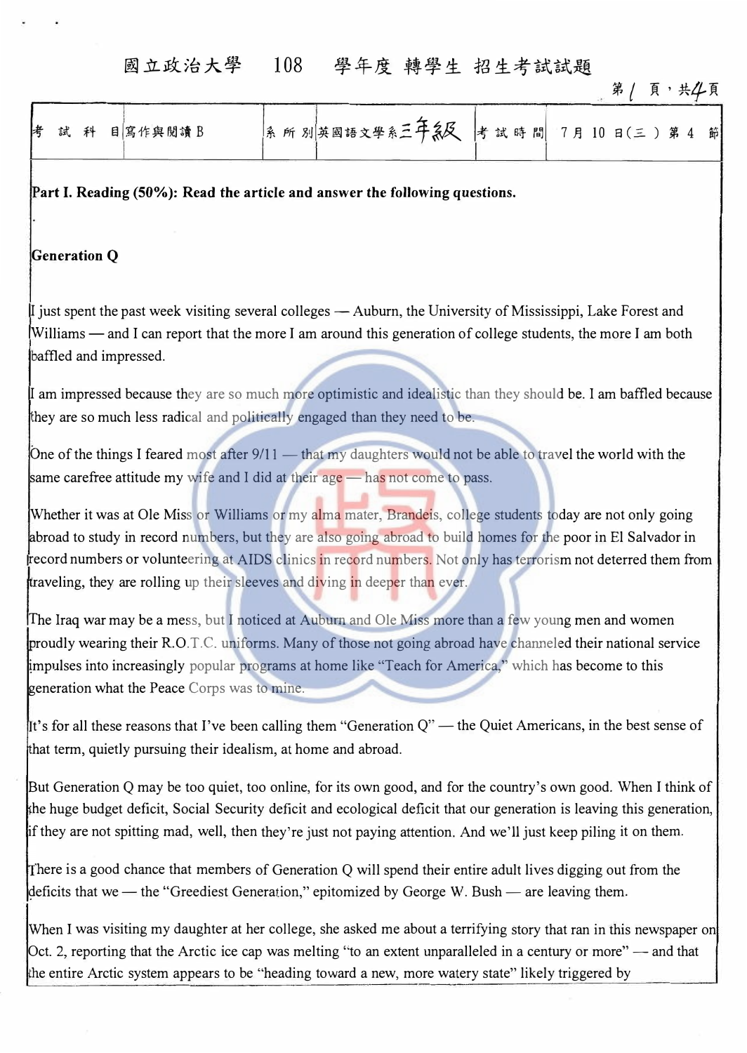國立政治大學　108　學年度 轉學生 招生考試試題

| 考 試 科 目 | 寫作與閱讀 B | 系 所 別 | 英國語文學系三年級 | 考 試 時 間 | 7 月 10 日(三) 第 4 節 |
|---|---|---|---|---|---|

**Part I. Reading (50%): Read the article and answer the following questions.**

**Generation Q**

I just spent the past week visiting several colleges — Auburn, the University of Mississippi, Lake Forest and Williams — and I can report that the more I am around this generation of college students, the more I am both baffled and impressed.

I am impressed because they are so much more optimistic and idealistic than they should be. I am baffled because they are so much less radical and politically engaged than they need to be.

One of the things I feared most after 9/11 — that my daughters would not be able to travel the world with the same carefree attitude my wife and I did at their age — has not come to pass.

Whether it was at Ole Miss or Williams or my alma mater, Brandeis, college students today are not only going abroad to study in record numbers, but they are also going abroad to build homes for the poor in El Salvador in record numbers or volunteering at AIDS clinics in record numbers. Not only has terrorism not deterred them from traveling, they are rolling up their sleeves and diving in deeper than ever.

The Iraq war may be a mess, but I noticed at Auburn and Ole Miss more than a few young men and women proudly wearing their R.O.T.C. uniforms. Many of those not going abroad have channeled their national service impulses into increasingly popular programs at home like "Teach for America," which has become to this generation what the Peace Corps was to mine.

It's for all these reasons that I've been calling them "Generation Q" — the Quiet Americans, in the best sense of that term, quietly pursuing their idealism, at home and abroad.

But Generation Q may be too quiet, too online, for its own good, and for the country's own good. When I think of the huge budget deficit, Social Security deficit and ecological deficit that our generation is leaving this generation, if they are not spitting mad, well, then they're just not paying attention. And we'll just keep piling it on them.

There is a good chance that members of Generation Q will spend their entire adult lives digging out from the deficits that we — the "Greediest Generation," epitomized by George W. Bush — are leaving them.

When I was visiting my daughter at her college, she asked me about a terrifying story that ran in this newspaper on Oct. 2, reporting that the Arctic ice cap was melting "to an extent unparalleled in a century or more" — and that the entire Arctic system appears to be "heading toward a new, more watery state" likely triggered by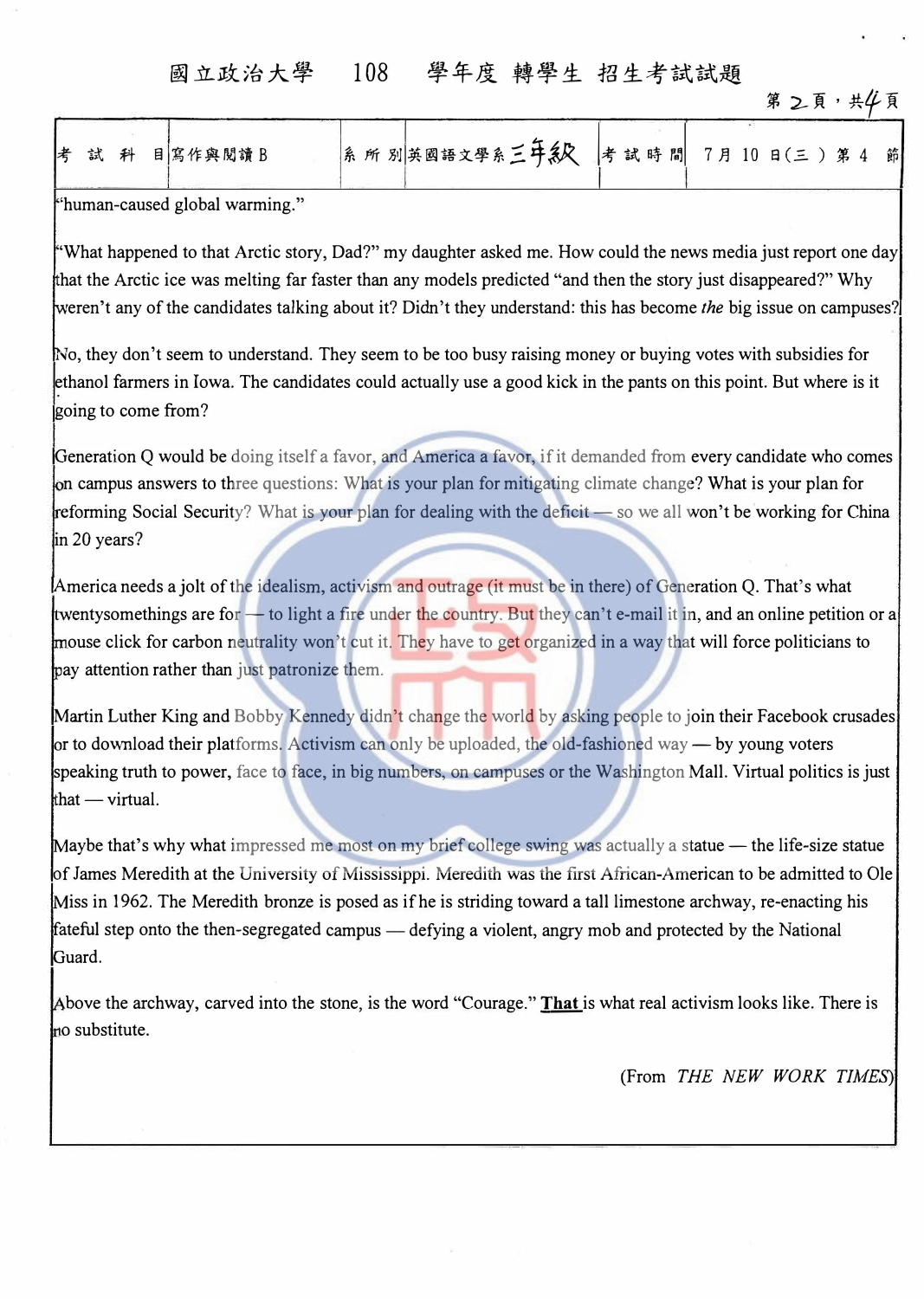"human-caused global warming."

"What happened to that Arctic story, Dad?" my daughter asked me. How could the news media just report one day that the Arctic ice was melting far faster than any models predicted "and then the story just disappeared?" Why weren't any of the candidates talking about it? Didn't they understand: this has become *the* big issue on campuses?

No, they don't seem to understand. They seem to be too busy raising money or buying votes with subsidies for ethanol farmers in Iowa. The candidates could actually use a good kick in the pants on this point. But where is it going to come from?

Generation Q would be doing itself a favor, and America a favor, if it demanded from every candidate who comes on campus answers to three questions: What is your plan for mitigating climate change? What is your plan for reforming Social Security? What is your plan for dealing with the deficit — so we all won't be working for China in 20 years?

America needs a jolt of the idealism, activism and outrage (it must be in there) of Generation Q. That's what twentysomethings are for — to light a fire under the country. But they can't e-mail it in, and an online petition or a mouse click for carbon neutrality won't cut it. They have to get organized in a way that will force politicians to pay attention rather than just patronize them.

Martin Luther King and Bobby Kennedy didn't change the world by asking people to join their Facebook crusades or to download their platforms. Activism can only be uploaded, the old-fashioned way — by young voters speaking truth to power, face to face, in big numbers, on campuses or the Washington Mall. Virtual politics is just that — virtual.

Maybe that's why what impressed me most on my brief college swing was actually a statue — the life-size statue of James Meredith at the University of Mississippi. Meredith was the first African-American to be admitted to Ole Miss in 1962. The Meredith bronze is posed as if he is striding toward a tall limestone archway, re-enacting his fateful step onto the then-segregated campus — defying a violent, angry mob and protected by the National Guard.

Above the archway, carved into the stone, is the word "Courage." **That** is what real activism looks like. There is no substitute.

(From *THE NEW WORK TIMES*)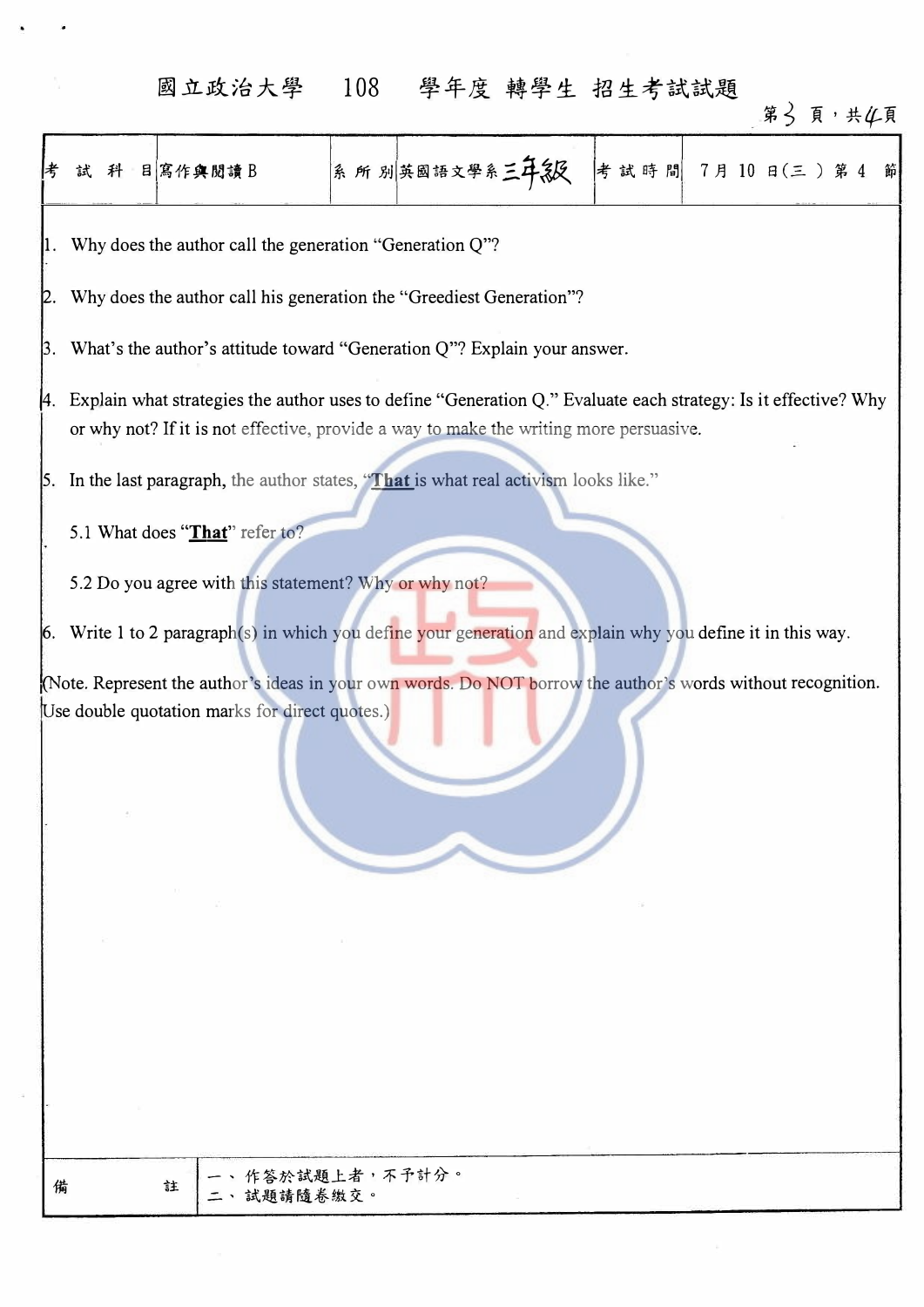國立政治大學 108 學年度 轉學生 招生考試試題

| 考 試 科 目 | 寫作與閱讀 B | 系 所 別 | 英國語文學系三年級 | 考 試 時 間 | 7 月 10 日(三) 第 4 節 |
|---|---|---|---|---|---|

1. Why does the author call the generation "Generation Q"?

2. Why does the author call his generation the "Greediest Generation"?

3. What's the author's attitude toward "Generation Q"? Explain your answer.

4. Explain what strategies the author uses to define "Generation Q." Evaluate each strategy: Is it effective? Why or why not? If it is not effective, provide a way to make the writing more persuasive.

5. In the last paragraph, the author states, "**That** is what real activism looks like."

   5.1 What does "**That**" refer to?

   5.2 Do you agree with this statement? Why or why not?

6. Write 1 to 2 paragraph(s) in which you define your generation and explain why you define it in this way.

(Note. Represent the author's ideas in your own words. Do NOT borrow the author's words without recognition. Use double quotation marks for direct quotes.)

| 備 註 | 一、作答於試題上者，不予計分。<br>二、試題請隨卷繳交。 |
|---|---|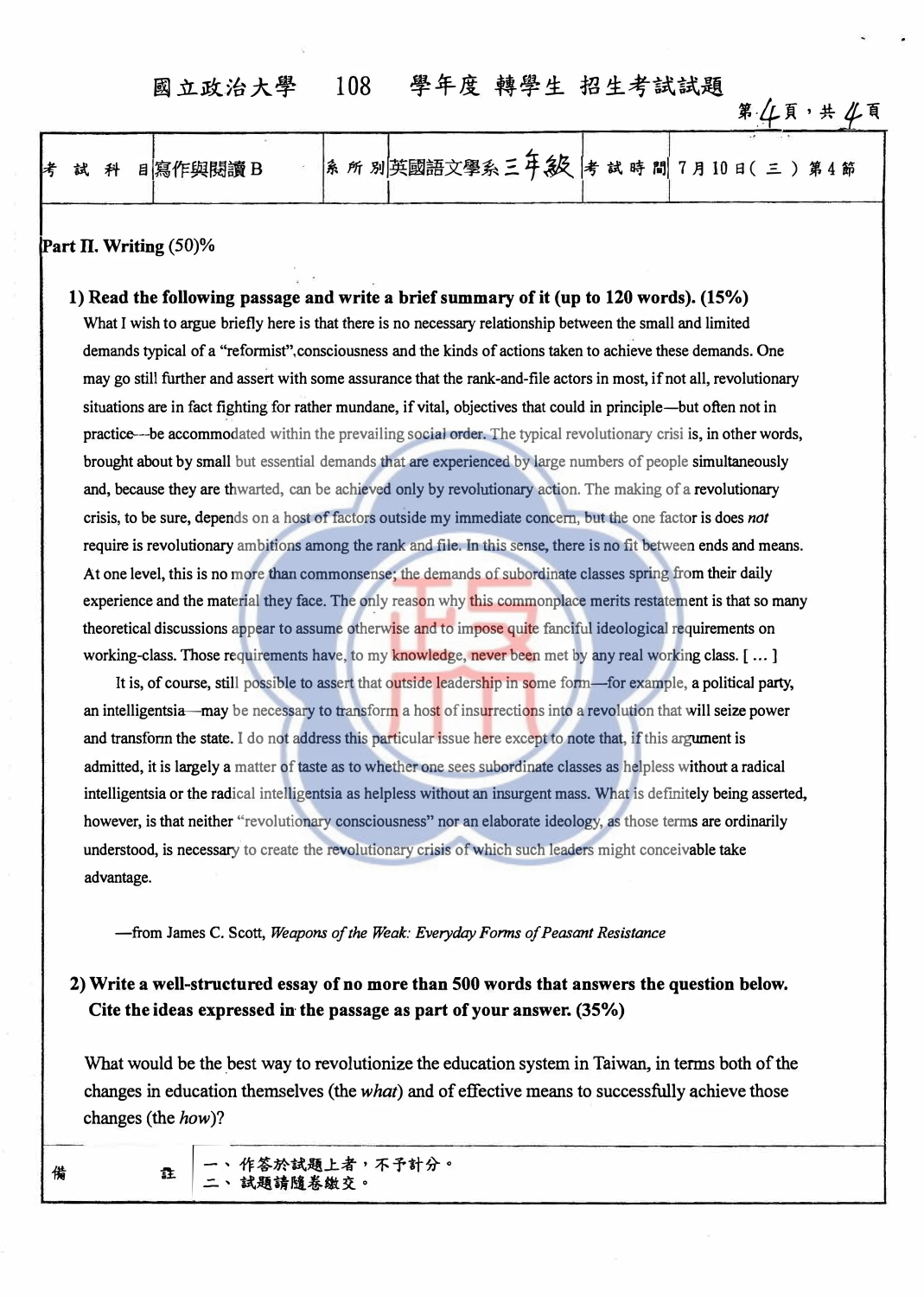# 國立政治大學 108 學年度 轉學生 招生考試試題

| 考 試 科 目 | 寫作與閱讀 B | 系 所 別 | 英國語文學系三年級 | 考 試 時 間 | 7 月 10 日（三）第 4 節 |
|---|---|---|---|---|---|

**Part II. Writing** (50)%

**1) Read the following passage and write a brief summary of it (up to 120 words). (15%)**

What I wish to argue briefly here is that there is no necessary relationship between the small and limited demands typical of a "reformist" consciousness and the kinds of actions taken to achieve these demands. One may go still further and assert with some assurance that the rank-and-file actors in most, if not all, revolutionary situations are in fact fighting for rather mundane, if vital, objectives that could in principle—but often not in practice—be accommodated within the prevailing social order. The typical revolutionary crisi is, in other words, brought about by small but essential demands that are experienced by large numbers of people simultaneously and, because they are thwarted, can be achieved only by revolutionary action. The making of a revolutionary crisis, to be sure, depends on a host of factors outside my immediate concern, but the one factor is does *not* require is revolutionary ambitions among the rank and file. In this sense, there is no fit between ends and means. At one level, this is no more than commonsense; the demands of subordinate classes spring from their daily experience and the material they face. The only reason why this commonplace merits restatement is that so many theoretical discussions appear to assume otherwise and to impose quite fanciful ideological requirements on working-class. Those requirements have, to my knowledge, never been met by any real working class. [ … ]

It is, of course, still possible to assert that outside leadership in some form—for example, a political party, an intelligentsia—may be necessary to transform a host of insurrections into a revolution that will seize power and transform the state. I do not address this particular issue here except to note that, if this argument is admitted, it is largely a matter of taste as to whether one sees subordinate classes as helpless without a radical intelligentsia or the radical intelligentsia as helpless without an insurgent mass. What is definitely being asserted, however, is that neither "revolutionary consciousness" nor an elaborate ideology, as those terms are ordinarily understood, is necessary to create the revolutionary crisis of which such leaders might conceivable take advantage.

—from James C. Scott, *Weapons of the Weak: Everyday Forms of Peasant Resistance*

**2) Write a well-structured essay of no more than 500 words that answers the question below. Cite the ideas expressed in the passage as part of your answer. (35%)**

What would be the best way to revolutionize the education system in Taiwan, in terms both of the changes in education themselves (the *what*) and of effective means to successfully achieve those changes (the *how*)?

| 備 註 | 一、作答於試題上者，不予計分。<br>二、試題請隨卷繳交。 |
|---|---|